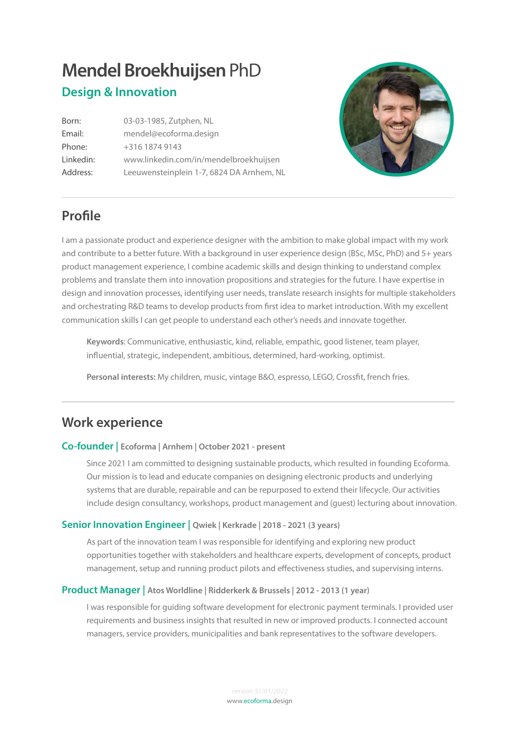# Mendel Broekhuijsen PhD

## Design & Innovation

| | |
|---|---|
| Born: | 03-03-1985, Zutphen, NL |
| Email: | mendel@ecoforma.design |
| Phone: | +316 1874 9143 |
| Linkedin: | www.linkedin.com/in/mendelbroekhuijsen |
| Address: | Leeuwensteinplein 1-7, 6824 DA Arnhem, NL |

## Profile

I am a passionate product and experience designer with the ambition to make global impact with my work and contribute to a better future. With a background in user experience design (BSc, MSc, PhD) and 5+ years product management experience, I combine academic skills and design thinking to understand complex problems and translate them into innovation propositions and strategies for the future. I have expertise in design and innovation processes, identifying user needs, translate research insights for multiple stakeholders and orchestrating R&D teams to develop products from first idea to market introduction. With my excellent communication skills I can get people to understand each other's needs and innovate together.

**Keywords**: Communicative, enthusiastic, kind, reliable, empathic, good listener, team player, influential, strategic, independent, ambitious, determined, hard-working, optimist.

**Personal interests:** My children, music, vintage B&O, espresso, LEGO, Crossfit, french fries.

## Work experience

### Co-founder | Ecoforma | Arnhem | October 2021 - present

Since 2021 I am committed to designing sustainable products, which resulted in founding Ecoforma. Our mission is to lead and educate companies on designing electronic products and underlying systems that are durable, repairable and can be repurposed to extend their lifecycle. Our activities include design consultancy, workshops, product management and (guest) lecturing about innovation.

### Senior Innovation Engineer | Qwiek | Kerkrade | 2018 - 2021 (3 years)

As part of the innovation team I was responsible for identifying and exploring new product opportunities together with stakeholders and healthcare experts, development of concepts, product management, setup and running product pilots and effectiveness studies, and supervising interns.

### Product Manager | Atos Worldline | Ridderkerk & Brussels | 2012 - 2013 (1 year)

I was responsible for guiding software development for electronic payment terminals. I provided user requirements and business insights that resulted in new or improved products. I connected account managers, service providers, municipalities and bank representatives to the software developers.

version 31/01/2022

www.ecoforma.design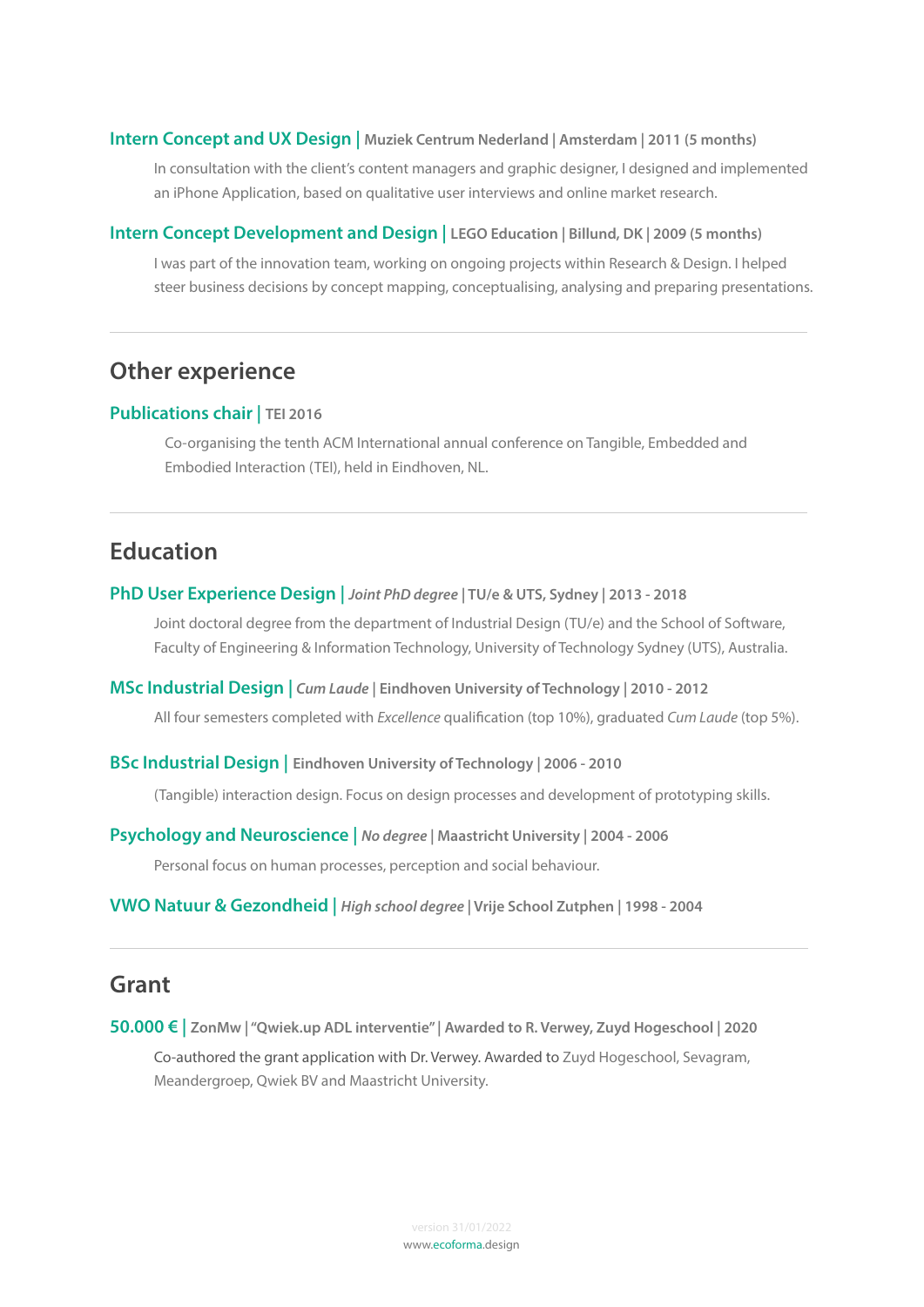**Intern Concept and UX Design** | Muziek Centrum Nederland | Amsterdam | 2011 (5 months)

In consultation with the client's content managers and graphic designer, I designed and implemented an iPhone Application, based on qualitative user interviews and online market research.

**Intern Concept Development and Design** | LEGO Education | Billund, DK | 2009 (5 months)

I was part of the innovation team, working on ongoing projects within Research & Design. I helped steer business decisions by concept mapping, conceptualising, analysing and preparing presentations.

---

## Other experience

**Publications chair** | TEI 2016

Co-organising the tenth ACM International annual conference on Tangible, Embedded and Embodied Interaction (TEI), held in Eindhoven, NL.

---

## Education

**PhD User Experience Design** | *Joint PhD degree* | TU/e & UTS, Sydney | 2013 - 2018

Joint doctoral degree from the department of Industrial Design (TU/e) and the School of Software, Faculty of Engineering & Information Technology, University of Technology Sydney (UTS), Australia.

**MSc Industrial Design** | *Cum Laude* | Eindhoven University of Technology | 2010 - 2012

All four semesters completed with *Excellence* qualification (top 10%), graduated *Cum Laude* (top 5%).

**BSc Industrial Design** | Eindhoven University of Technology | 2006 - 2010

(Tangible) interaction design. Focus on design processes and development of prototyping skills.

**Psychology and Neuroscience** | *No degree* | Maastricht University | 2004 - 2006

Personal focus on human processes, perception and social behaviour.

**VWO Natuur & Gezondheid** | *High school degree* | Vrije School Zutphen | 1998 - 2004

---

## Grant

**50.000 €** | ZonMw | "Qwiek.up ADL interventie" | Awarded to R. Verwey, Zuyd Hogeschool | 2020

Co-authored the grant application with Dr. Verwey. Awarded to Zuyd Hogeschool, Sevagram, Meandergroep, Qwiek BV and Maastricht University.

version 31/01/2022
www.ecoforma.design